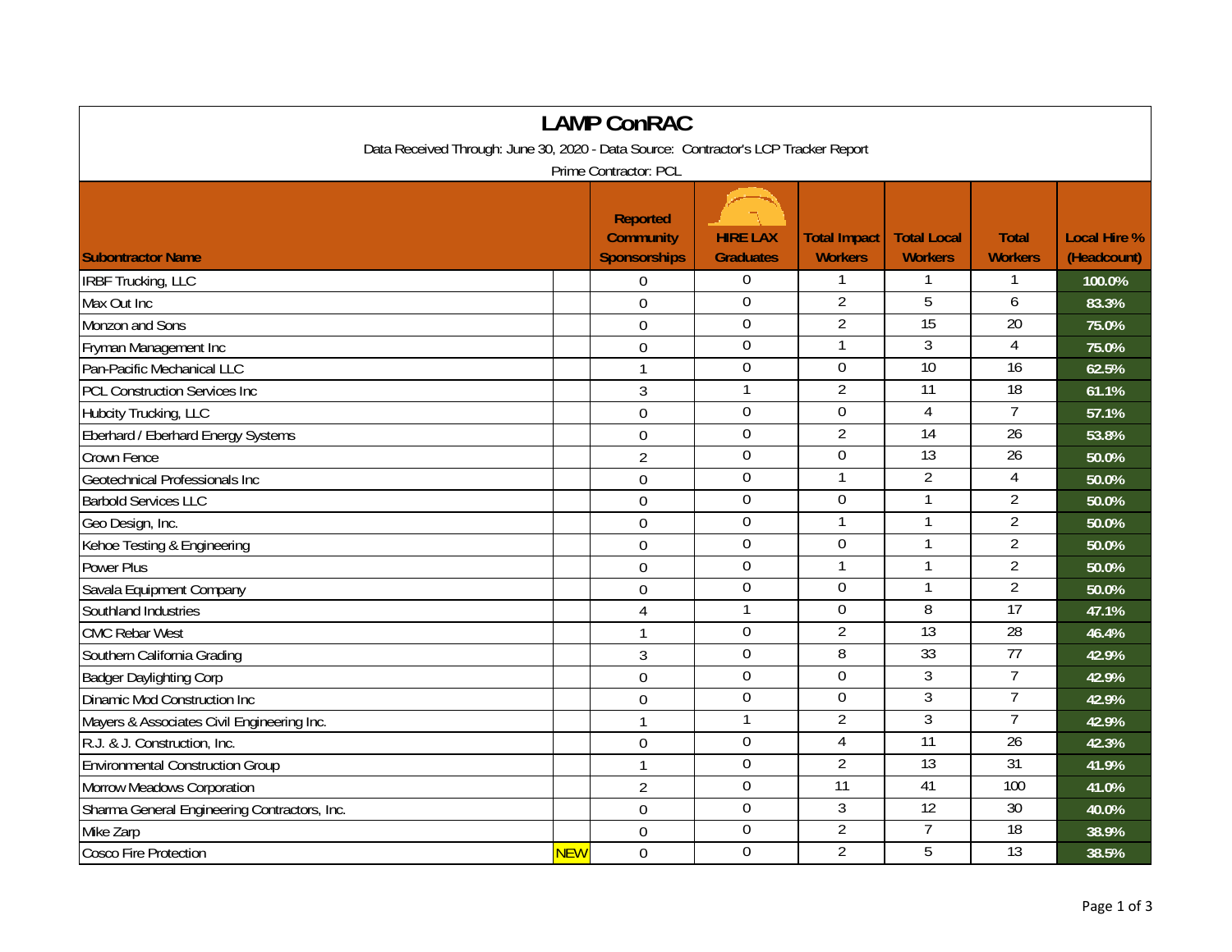# LAMP ConRAC

Data Received Through: June 30, 2020 - Data Source: Contractor's LCP Tracker Report

Prime Contractor: PCL

| Subontractor Name | | Reported Community Sponsorships | HIRE LAX Graduates | Total Impact Workers | Total Local Workers | Total Workers | Local Hire % (Headcount) |
|---|---|---|---|---|---|---|---|
| IRBF Trucking, LLC | | 0 | 0 | 1 | 1 | 1 | 100.0% |
| Max Out Inc | | 0 | 0 | 2 | 5 | 6 | 83.3% |
| Monzon and Sons | | 0 | 0 | 2 | 15 | 20 | 75.0% |
| Fryman Management Inc | | 0 | 0 | 1 | 3 | 4 | 75.0% |
| Pan-Pacific Mechanical LLC | | 1 | 0 | 0 | 10 | 16 | 62.5% |
| PCL Construction Services Inc | | 3 | 1 | 2 | 11 | 18 | 61.1% |
| Hubcity Trucking, LLC | | 0 | 0 | 0 | 4 | 7 | 57.1% |
| Eberhard / Eberhard Energy Systems | | 0 | 0 | 2 | 14 | 26 | 53.8% |
| Crown Fence | | 2 | 0 | 0 | 13 | 26 | 50.0% |
| Geotechnical Professionals Inc | | 0 | 0 | 1 | 2 | 4 | 50.0% |
| Barbold Services LLC | | 0 | 0 | 0 | 1 | 2 | 50.0% |
| Geo Design, Inc. | | 0 | 0 | 1 | 1 | 2 | 50.0% |
| Kehoe Testing & Engineering | | 0 | 0 | 0 | 1 | 2 | 50.0% |
| Power Plus | | 0 | 0 | 1 | 1 | 2 | 50.0% |
| Savala Equipment Company | | 0 | 0 | 0 | 1 | 2 | 50.0% |
| Southland Industries | | 4 | 1 | 0 | 8 | 17 | 47.1% |
| CMC Rebar West | | 1 | 0 | 2 | 13 | 28 | 46.4% |
| Southern California Grading | | 3 | 0 | 8 | 33 | 77 | 42.9% |
| Badger Daylighting Corp | | 0 | 0 | 0 | 3 | 7 | 42.9% |
| Dinamic Mod Construction Inc | | 0 | 0 | 0 | 3 | 7 | 42.9% |
| Mayers & Associates Civil Engineering Inc. | | 1 | 1 | 2 | 3 | 7 | 42.9% |
| R.J. & J. Construction, Inc. | | 0 | 0 | 4 | 11 | 26 | 42.3% |
| Environmental Construction Group | | 1 | 0 | 2 | 13 | 31 | 41.9% |
| Morrow Meadows Corporation | | 2 | 0 | 11 | 41 | 100 | 41.0% |
| Sharma General Engineering Contractors, Inc. | | 0 | 0 | 3 | 12 | 30 | 40.0% |
| Mike Zarp | | 0 | 0 | 2 | 7 | 18 | 38.9% |
| Cosco Fire Protection | NEW | 0 | 0 | 2 | 5 | 13 | 38.5% |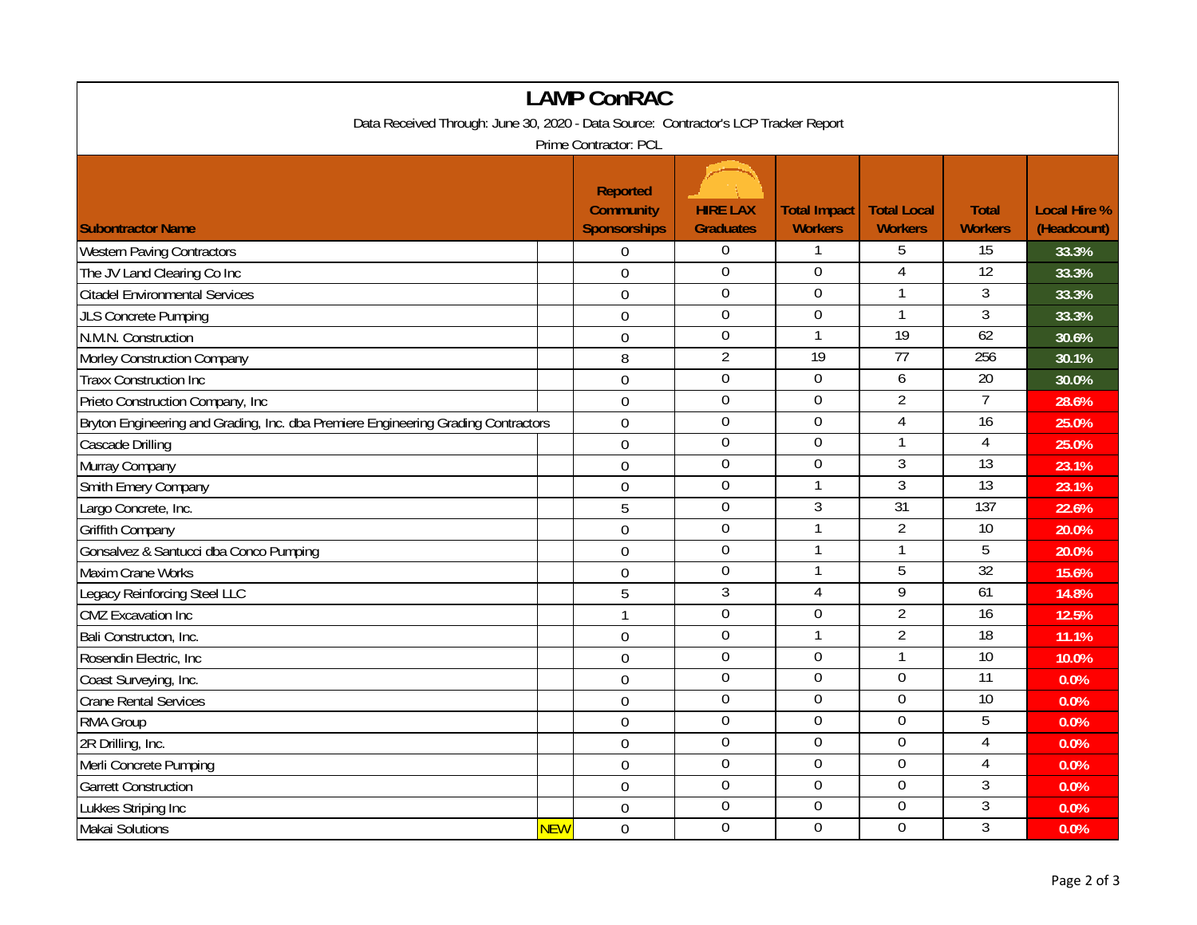# LAMP ConRAC

Data Received Through: June 30, 2020 - Data Source: Contractor's LCP Tracker Report

Prime Contractor: PCL

| Subontractor Name | | Reported Community Sponsorships | HIRE LAX Graduates | Total Impact Workers | Total Local Workers | Total Workers | Local Hire % (Headcount) |
|---|---|---|---|---|---|---|---|
| Western Paving Contractors | | 0 | 0 | 1 | 5 | 15 | 33.3% |
| The JV Land Clearing Co Inc | | 0 | 0 | 0 | 4 | 12 | 33.3% |
| Citadel Environmental Services | | 0 | 0 | 0 | 1 | 3 | 33.3% |
| JLS Concrete Pumping | | 0 | 0 | 0 | 1 | 3 | 33.3% |
| N.M.N. Construction | | 0 | 0 | 1 | 19 | 62 | 30.6% |
| Morley Construction Company | | 8 | 2 | 19 | 77 | 256 | 30.1% |
| Traxx Construction Inc | | 0 | 0 | 0 | 6 | 20 | 30.0% |
| Prieto Construction Company, Inc | | 0 | 0 | 0 | 2 | 7 | 28.6% |
| Bryton Engineering and Grading, Inc. dba Premiere Engineering Grading Contractors | | 0 | 0 | 0 | 4 | 16 | 25.0% |
| Cascade Drilling | | 0 | 0 | 0 | 1 | 4 | 25.0% |
| Murray Company | | 0 | 0 | 0 | 3 | 13 | 23.1% |
| Smith Emery Company | | 0 | 0 | 1 | 3 | 13 | 23.1% |
| Largo Concrete, Inc. | | 5 | 0 | 3 | 31 | 137 | 22.6% |
| Griffith Company | | 0 | 0 | 1 | 2 | 10 | 20.0% |
| Gonsalvez & Santucci dba Conco Pumping | | 0 | 0 | 1 | 1 | 5 | 20.0% |
| Maxim Crane Works | | 0 | 0 | 1 | 5 | 32 | 15.6% |
| Legacy Reinforcing Steel LLC | | 5 | 3 | 4 | 9 | 61 | 14.8% |
| CMZ Excavation Inc | | 1 | 0 | 0 | 2 | 16 | 12.5% |
| Bali Constructon, Inc. | | 0 | 0 | 1 | 2 | 18 | 11.1% |
| Rosendin Electric, Inc | | 0 | 0 | 0 | 1 | 10 | 10.0% |
| Coast Surveying, Inc. | | 0 | 0 | 0 | 0 | 11 | 0.0% |
| Crane Rental Services | | 0 | 0 | 0 | 0 | 10 | 0.0% |
| RMA Group | | 0 | 0 | 0 | 0 | 5 | 0.0% |
| 2R Drilling, Inc. | | 0 | 0 | 0 | 0 | 4 | 0.0% |
| Merli Concrete Pumping | | 0 | 0 | 0 | 0 | 4 | 0.0% |
| Garrett Construction | | 0 | 0 | 0 | 0 | 3 | 0.0% |
| Lukkes Striping Inc | | 0 | 0 | 0 | 0 | 3 | 0.0% |
| Makai Solutions | NEW | 0 | 0 | 0 | 0 | 3 | 0.0% |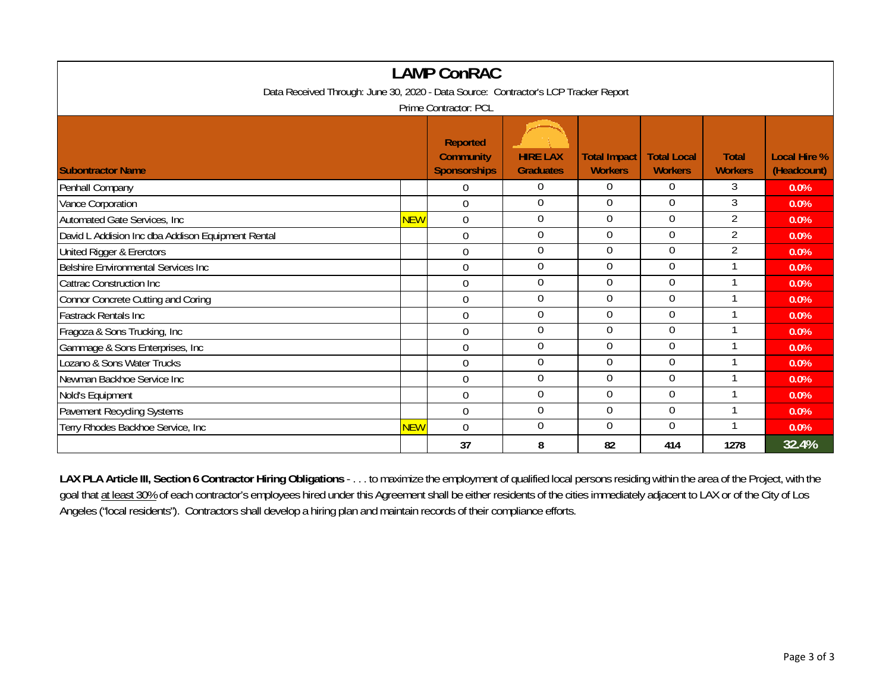# LAMP ConRAC

Data Received Through: June 30, 2020 - Data Source: Contractor's LCP Tracker Report

Prime Contractor: PCL

| Subontractor Name | | Reported Community Sponsorships | HIRE LAX Graduates | Total Impact Workers | Total Local Workers | Total Workers | Local Hire % (Headcount) |
|---|---|---|---|---|---|---|---|
| Penhall Company | | 0 | 0 | 0 | 0 | 3 | 0.0% |
| Vance Corporation | | 0 | 0 | 0 | 0 | 3 | 0.0% |
| Automated Gate Services, Inc | NEW | 0 | 0 | 0 | 0 | 2 | 0.0% |
| David L Addision Inc dba Addison Equipment Rental | | 0 | 0 | 0 | 0 | 2 | 0.0% |
| United Rigger & Ererctors | | 0 | 0 | 0 | 0 | 2 | 0.0% |
| Belshire Environmental Services Inc | | 0 | 0 | 0 | 0 | 1 | 0.0% |
| Cattrac Construction Inc | | 0 | 0 | 0 | 0 | 1 | 0.0% |
| Connor Concrete Cutting and Coring | | 0 | 0 | 0 | 0 | 1 | 0.0% |
| Fastrack Rentals Inc | | 0 | 0 | 0 | 0 | 1 | 0.0% |
| Fragoza & Sons Trucking, Inc | | 0 | 0 | 0 | 0 | 1 | 0.0% |
| Gammage & Sons Enterprises, Inc | | 0 | 0 | 0 | 0 | 1 | 0.0% |
| Lozano & Sons Water Trucks | | 0 | 0 | 0 | 0 | 1 | 0.0% |
| Newman Backhoe Service Inc | | 0 | 0 | 0 | 0 | 1 | 0.0% |
| Nold's Equipment | | 0 | 0 | 0 | 0 | 1 | 0.0% |
| Pavement Recycling Systems | | 0 | 0 | 0 | 0 | 1 | 0.0% |
| Terry Rhodes Backhoe Service, Inc | NEW | 0 | 0 | 0 | 0 | 1 | 0.0% |
| | | **37** | **8** | **82** | **414** | **1278** | **32.4%** |

**LAX PLA Article III, Section 6 Contractor Hiring Obligations** - . . . to maximize the employment of qualified local persons residing within the area of the Project, with the goal that at least 30% of each contractor's employees hired under this Agreement shall be either residents of the cities immediately adjacent to LAX or of the City of Los Angeles ("local residents"). Contractors shall develop a hiring plan and maintain records of their compliance efforts.